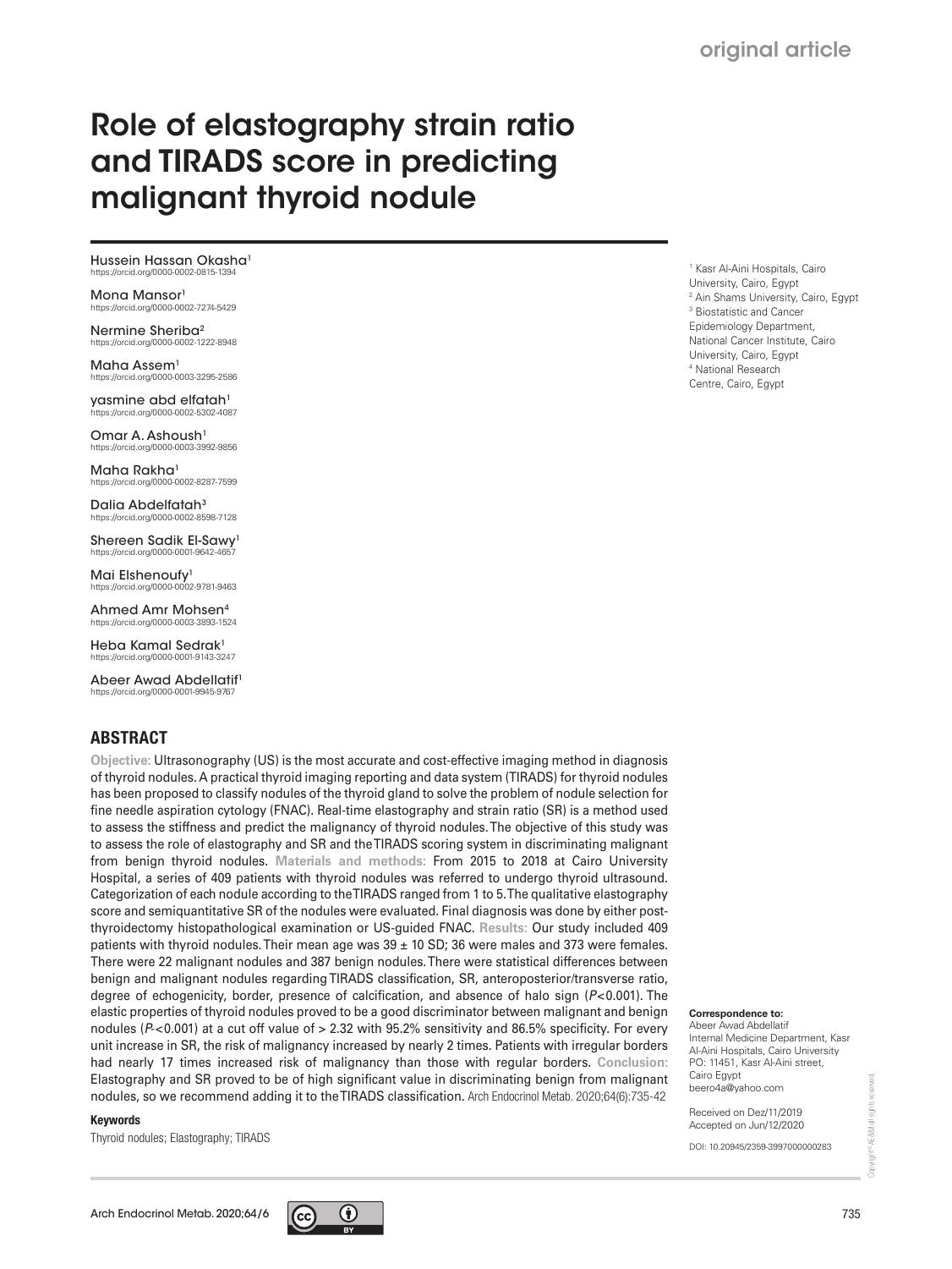original article

# Role of elastography strain ratio and TIRADS score in predicting malignant thyroid nodule

Hussein Hassan Okasha[1]
https://orcid.org/0000-0002-0815-1394

Mona Mansor[1]
https://orcid.org/0000-0002-7274-5429

Nermine Sheriba[2]
https://orcid.org/0000-0002-1222-8948

Maha Assem[1]
https://orcid.org/0000-0003-3295-2586

yasmine abd elfatah[1]
https://orcid.org/0000-0002-5302-4087

Omar A. Ashoush[1]
https://orcid.org/0000-0003-3992-9856

Maha Rakha[1]
https://orcid.org/0000-0002-8287-7599

Dalia Abdelfatah[3]
https://orcid.org/0000-0002-8598-7128

Shereen Sadik El-Sawy[1]
https://orcid.org/0000-0001-9642-4657

Mai Elshenoufy[1]
https://orcid.org/0000-0002-9781-9463

Ahmed Amr Mohsen[4]
https://orcid.org/0000-0003-3893-1524

Heba Kamal Sedrak[1]
https://orcid.org/0000-0001-9143-3247

Abeer Awad Abdellatif[1]
https://orcid.org/0000-0001-9945-9767

[1] Kasr Al-Aini Hospitals, Cairo University, Cairo, Egypt
[2] Ain Shams University, Cairo, Egypt
[3] Biostatistic and Cancer Epidemiology Department, National Cancer Institute, Cairo University, Cairo, Egypt
[4] National Research Centre, Cairo, Egypt

## ABSTRACT

**Objective:** Ultrasonography (US) is the most accurate and cost-effective imaging method in diagnosis of thyroid nodules. A practical thyroid imaging reporting and data system (TIRADS) for thyroid nodules has been proposed to classify nodules of the thyroid gland to solve the problem of nodule selection for fine needle aspiration cytology (FNAC). Real-time elastography and strain ratio (SR) is a method used to assess the stiffness and predict the malignancy of thyroid nodules. The objective of this study was to assess the role of elastography and SR and the TIRADS scoring system in discriminating malignant from benign thyroid nodules. **Materials and methods:** From 2015 to 2018 at Cairo University Hospital, a series of 409 patients with thyroid nodules was referred to undergo thyroid ultrasound. Categorization of each nodule according to the TIRADS ranged from 1 to 5. The qualitative elastography score and semiquantitative SR of the nodules were evaluated. Final diagnosis was done by either post-thyroidectomy histopathological examination or US-guided FNAC. **Results:** Our study included 409 patients with thyroid nodules. Their mean age was 39 ± 10 SD; 36 were males and 373 were females. There were 22 malignant nodules and 387 benign nodules. There were statistical differences between benign and malignant nodules regarding TIRADS classification, SR, anteroposterior/transverse ratio, degree of echogenicity, border, presence of calcification, and absence of halo sign ($P<0.001$). The elastic properties of thyroid nodules proved to be a good discriminator between malignant and benign nodules ($P<0.001$) at a cut off value of > 2.32 with 95.2% sensitivity and 86.5% specificity. For every unit increase in SR, the risk of malignancy increased by nearly 2 times. Patients with irregular borders had nearly 17 times increased risk of malignancy than those with regular borders. **Conclusion:** Elastography and SR proved to be of high significant value in discriminating benign from malignant nodules, so we recommend adding it to the TIRADS classification. Arch Endocrinol Metab. 2020;64(6):735-42

**Keywords**

Thyroid nodules; Elastography; TIRADS

**Correspondence to:**
Abeer Awad Abdellatif
Internal Medicine Department, Kasr Al-Aini Hospitals, Cairo University
PO: 11451, Kasr Al-Aini street, Cairo Egypt
beero4a@yahoo.com

Received on Dez/11/2019
Accepted on Jun/12/2020

DOI: 10.20945/2359-3997000000283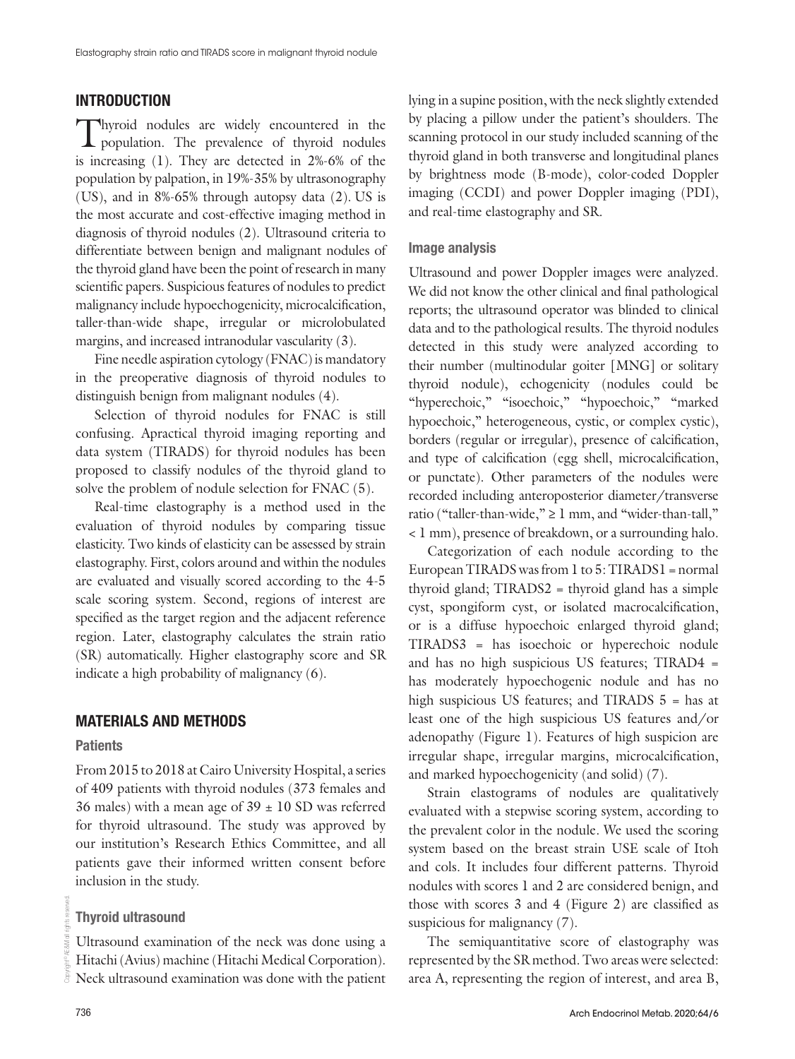## INTRODUCTION

Thyroid nodules are widely encountered in the population. The prevalence of thyroid nodules is increasing (1). They are detected in 2%-6% of the population by palpation, in 19%-35% by ultrasonography (US), and in 8%-65% through autopsy data (2). US is the most accurate and cost-effective imaging method in diagnosis of thyroid nodules (2). Ultrasound criteria to differentiate between benign and malignant nodules of the thyroid gland have been the point of research in many scientific papers. Suspicious features of nodules to predict malignancy include hypoechogenicity, microcalcification, taller-than-wide shape, irregular or microlobulated margins, and increased intranodular vascularity (3).

Fine needle aspiration cytology (FNAC) is mandatory in the preoperative diagnosis of thyroid nodules to distinguish benign from malignant nodules (4).

Selection of thyroid nodules for FNAC is still confusing. Apractical thyroid imaging reporting and data system (TIRADS) for thyroid nodules has been proposed to classify nodules of the thyroid gland to solve the problem of nodule selection for FNAC (5).

Real-time elastography is a method used in the evaluation of thyroid nodules by comparing tissue elasticity. Two kinds of elasticity can be assessed by strain elastography. First, colors around and within the nodules are evaluated and visually scored according to the 4-5 scale scoring system. Second, regions of interest are specified as the target region and the adjacent reference region. Later, elastography calculates the strain ratio (SR) automatically. Higher elastography score and SR indicate a high probability of malignancy (6).

## MATERIALS AND METHODS

### Patients

From 2015 to 2018 at Cairo University Hospital, a series of 409 patients with thyroid nodules (373 females and 36 males) with a mean age of 39 ± 10 SD was referred for thyroid ultrasound. The study was approved by our institution's Research Ethics Committee, and all patients gave their informed written consent before inclusion in the study.

### Thyroid ultrasound

Ultrasound examination of the neck was done using a Hitachi (Avius) machine (Hitachi Medical Corporation). Neck ultrasound examination was done with the patient lying in a supine position, with the neck slightly extended by placing a pillow under the patient's shoulders. The scanning protocol in our study included scanning of the thyroid gland in both transverse and longitudinal planes by brightness mode (B-mode), color-coded Doppler imaging (CCDI) and power Doppler imaging (PDI), and real-time elastography and SR.

### Image analysis

Ultrasound and power Doppler images were analyzed. We did not know the other clinical and final pathological reports; the ultrasound operator was blinded to clinical data and to the pathological results. The thyroid nodules detected in this study were analyzed according to their number (multinodular goiter [MNG] or solitary thyroid nodule), echogenicity (nodules could be "hyperechoic," "isoechoic," "hypoechoic," "marked hypoechoic," heterogeneous, cystic, or complex cystic), borders (regular or irregular), presence of calcification, and type of calcification (egg shell, microcalcification, or punctate). Other parameters of the nodules were recorded including anteroposterior diameter/transverse ratio ("taller-than-wide," ≥ 1 mm, and "wider-than-tall," < 1 mm), presence of breakdown, or a surrounding halo.

Categorization of each nodule according to the European TIRADS was from 1 to 5: TIRADS1 = normal thyroid gland; TIRADS2 = thyroid gland has a simple cyst, spongiform cyst, or isolated macrocalcification, or is a diffuse hypoechoic enlarged thyroid gland; TIRADS3 = has isoechoic or hyperechoic nodule and has no high suspicious US features; TIRAD4 = has moderately hypoechogenic nodule and has no high suspicious US features; and TIRADS 5 = has at least one of the high suspicious US features and/or adenopathy (Figure 1). Features of high suspicion are irregular shape, irregular margins, microcalcification, and marked hypoechogenicity (and solid) (7).

Strain elastograms of nodules are qualitatively evaluated with a stepwise scoring system, according to the prevalent color in the nodule. We used the scoring system based on the breast strain USE scale of Itoh and cols. It includes four different patterns. Thyroid nodules with scores 1 and 2 are considered benign, and those with scores 3 and 4 (Figure 2) are classified as suspicious for malignancy (7).

The semiquantitative score of elastography was represented by the SR method. Two areas were selected: area A, representing the region of interest, and area B,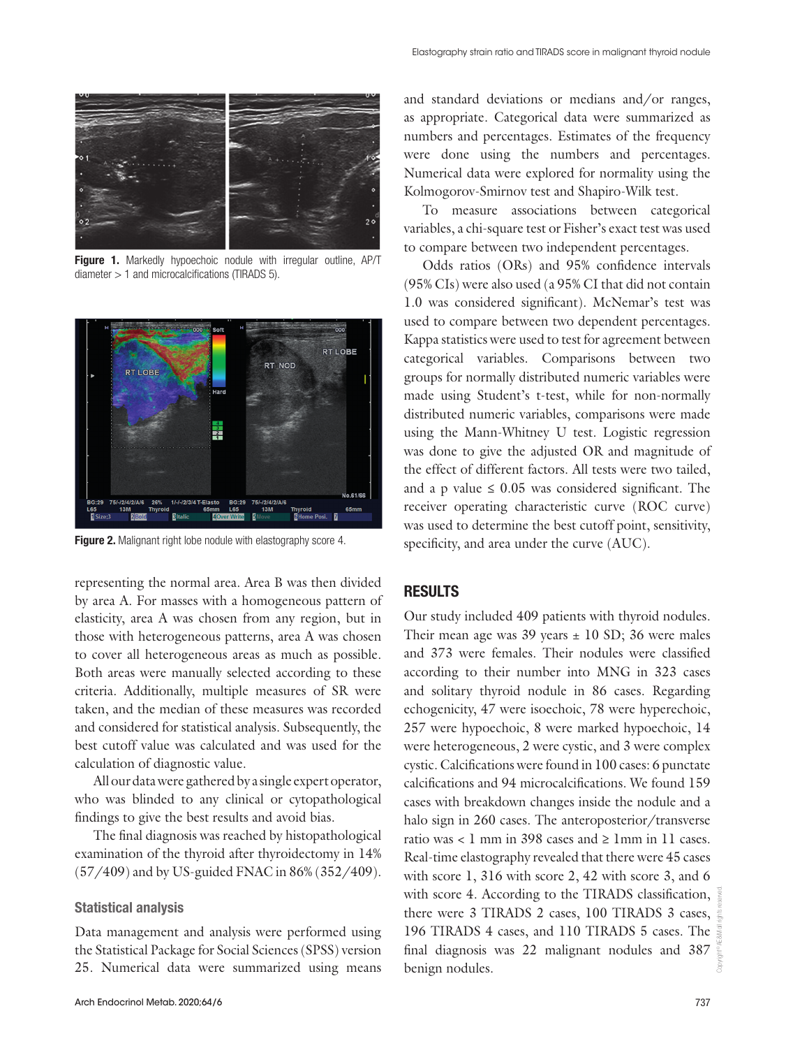Figure 1. Markedly hypoechoic nodule with irregular outline, AP/T diameter > 1 and microcalcifications (TIRADS 5).

Figure 2. Malignant right lobe nodule with elastography score 4.

representing the normal area. Area B was then divided by area A. For masses with a homogeneous pattern of elasticity, area A was chosen from any region, but in those with heterogeneous patterns, area A was chosen to cover all heterogeneous areas as much as possible. Both areas were manually selected according to these criteria. Additionally, multiple measures of SR were taken, and the median of these measures was recorded and considered for statistical analysis. Subsequently, the best cutoff value was calculated and was used for the calculation of diagnostic value.

All our data were gathered by a single expert operator, who was blinded to any clinical or cytopathological findings to give the best results and avoid bias.

The final diagnosis was reached by histopathological examination of the thyroid after thyroidectomy in 14% (57/409) and by US-guided FNAC in 86% (352/409).

### Statistical analysis

Data management and analysis were performed using the Statistical Package for Social Sciences (SPSS) version 25. Numerical data were summarized using means and standard deviations or medians and/or ranges, as appropriate. Categorical data were summarized as numbers and percentages. Estimates of the frequency were done using the numbers and percentages. Numerical data were explored for normality using the Kolmogorov-Smirnov test and Shapiro-Wilk test.

To measure associations between categorical variables, a chi-square test or Fisher's exact test was used to compare between two independent percentages.

Odds ratios (ORs) and 95% confidence intervals (95% CIs) were also used (a 95% CI that did not contain 1.0 was considered significant). McNemar's test was used to compare between two dependent percentages. Kappa statistics were used to test for agreement between categorical variables. Comparisons between two groups for normally distributed numeric variables were made using Student's t-test, while for non-normally distributed numeric variables, comparisons were made using the Mann-Whitney U test. Logistic regression was done to give the adjusted OR and magnitude of the effect of different factors. All tests were two tailed, and a p value $\leq 0.05$ was considered significant. The receiver operating characteristic curve (ROC curve) was used to determine the best cutoff point, sensitivity, specificity, and area under the curve (AUC).

## RESULTS

Our study included 409 patients with thyroid nodules. Their mean age was 39 years ± 10 SD; 36 were males and 373 were females. Their nodules were classified according to their number into MNG in 323 cases and solitary thyroid nodule in 86 cases. Regarding echogenicity, 47 were isoechoic, 78 were hyperechoic, 257 were hypoechoic, 8 were marked hypoechoic, 14 were heterogeneous, 2 were cystic, and 3 were complex cystic. Calcifications were found in 100 cases: 6 punctate calcifications and 94 microcalcifications. We found 159 cases with breakdown changes inside the nodule and a halo sign in 260 cases. The anteroposterior/transverse ratio was < 1 mm in 398 cases and ≥ 1mm in 11 cases. Real-time elastography revealed that there were 45 cases with score 1, 316 with score 2, 42 with score 3, and 6 with score 4. According to the TIRADS classification, there were 3 TIRADS 2 cases, 100 TIRADS 3 cases, 196 TIRADS 4 cases, and 110 TIRADS 5 cases. The final diagnosis was 22 malignant nodules and 387 benign nodules.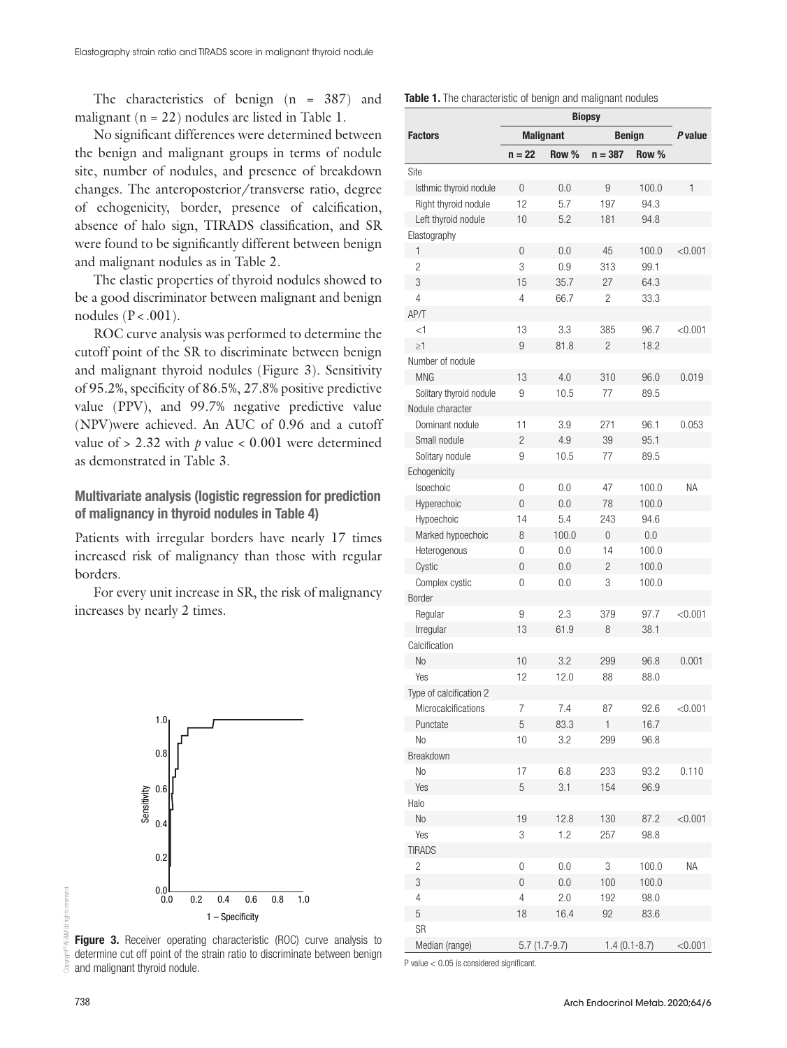The characteristics of benign (n = 387) and malignant (n = 22) nodules are listed in Table 1.

No significant differences were determined between the benign and malignant groups in terms of nodule site, number of nodules, and presence of breakdown changes. The anteroposterior/transverse ratio, degree of echogenicity, border, presence of calcification, absence of halo sign, TIRADS classification, and SR were found to be significantly different between benign and malignant nodules as in Table 2.

The elastic properties of thyroid nodules showed to be a good discriminator between malignant and benign nodules ($P < .001$).

ROC curve analysis was performed to determine the cutoff point of the SR to discriminate between benign and malignant thyroid nodules (Figure 3). Sensitivity of 95.2%, specificity of 86.5%, 27.8% positive predictive value (PPV), and 99.7% negative predictive value (NPV)were achieved. An AUC of 0.96 and a cutoff value of > 2.32 with $p$ value < 0.001 were determined as demonstrated in Table 3.

### Multivariate analysis (logistic regression for prediction of malignancy in thyroid nodules in Table 4)

Patients with irregular borders have nearly 17 times increased risk of malignancy than those with regular borders.

For every unit increase in SR, the risk of malignancy increases by nearly 2 times.

**Figure 3.** Receiver operating characteristic (ROC) curve analysis to determine cut off point of the strain ratio to discriminate between benign and malignant thyroid nodule.

**Table 1.** The characteristic of benign and malignant nodules

| Factors | Biopsy | | | | P value |
|---|---|---|---|---|---|
| | Malignant | | Benign | | |
| | n = 22 | Row % | n = 387 | Row % | |
| Site | | | | | |
| Isthmic thyroid nodule | 0 | 0.0 | 9 | 100.0 | 1 |
| Right thyroid nodule | 12 | 5.7 | 197 | 94.3 | |
| Left thyroid nodule | 10 | 5.2 | 181 | 94.8 | |
| Elastography | | | | | |
| 1 | 0 | 0.0 | 45 | 100.0 | <0.001 |
| 2 | 3 | 0.9 | 313 | 99.1 | |
| 3 | 15 | 35.7 | 27 | 64.3 | |
| 4 | 4 | 66.7 | 2 | 33.3 | |
| AP/T | | | | | |
| <1 | 13 | 3.3 | 385 | 96.7 | <0.001 |
| ≥1 | 9 | 81.8 | 2 | 18.2 | |
| Number of nodule | | | | | |
| MNG | 13 | 4.0 | 310 | 96.0 | 0.019 |
| Solitary thyroid nodule | 9 | 10.5 | 77 | 89.5 | |
| Nodule character | | | | | |
| Dominant nodule | 11 | 3.9 | 271 | 96.1 | 0.053 |
| Small nodule | 2 | 4.9 | 39 | 95.1 | |
| Solitary nodule | 9 | 10.5 | 77 | 89.5 | |
| Echogenicity | | | | | |
| Isoechoic | 0 | 0.0 | 47 | 100.0 | NA |
| Hyperechoic | 0 | 0.0 | 78 | 100.0 | |
| Hypoechoic | 14 | 5.4 | 243 | 94.6 | |
| Marked hypoechoic | 8 | 100.0 | 0 | 0.0 | |
| Heterogenous | 0 | 0.0 | 14 | 100.0 | |
| Cystic | 0 | 0.0 | 2 | 100.0 | |
| Complex cystic | 0 | 0.0 | 3 | 100.0 | |
| Border | | | | | |
| Regular | 9 | 2.3 | 379 | 97.7 | <0.001 |
| Irregular | 13 | 61.9 | 8 | 38.1 | |
| Calcification | | | | | |
| No | 10 | 3.2 | 299 | 96.8 | 0.001 |
| Yes | 12 | 12.0 | 88 | 88.0 | |
| Type of calcification 2 | | | | | |
| Microcalcifications | 7 | 7.4 | 87 | 92.6 | <0.001 |
| Punctate | 5 | 83.3 | 1 | 16.7 | |
| No | 10 | 3.2 | 299 | 96.8 | |
| Breakdown | | | | | |
| No | 17 | 6.8 | 233 | 93.2 | 0.110 |
| Yes | 5 | 3.1 | 154 | 96.9 | |
| Halo | | | | | |
| No | 19 | 12.8 | 130 | 87.2 | <0.001 |
| Yes | 3 | 1.2 | 257 | 98.8 | |
| TIRADS | | | | | |
| 2 | 0 | 0.0 | 3 | 100.0 | NA |
| 3 | 0 | 0.0 | 100 | 100.0 | |
| 4 | 4 | 2.0 | 192 | 98.0 | |
| 5 | 18 | 16.4 | 92 | 83.6 | |
| SR | | | | | |
| Median (range) | 5.7 (1.7-9.7) | | 1.4 (0.1-8.7) | | <0.001 |

P value < 0.05 is considered significant.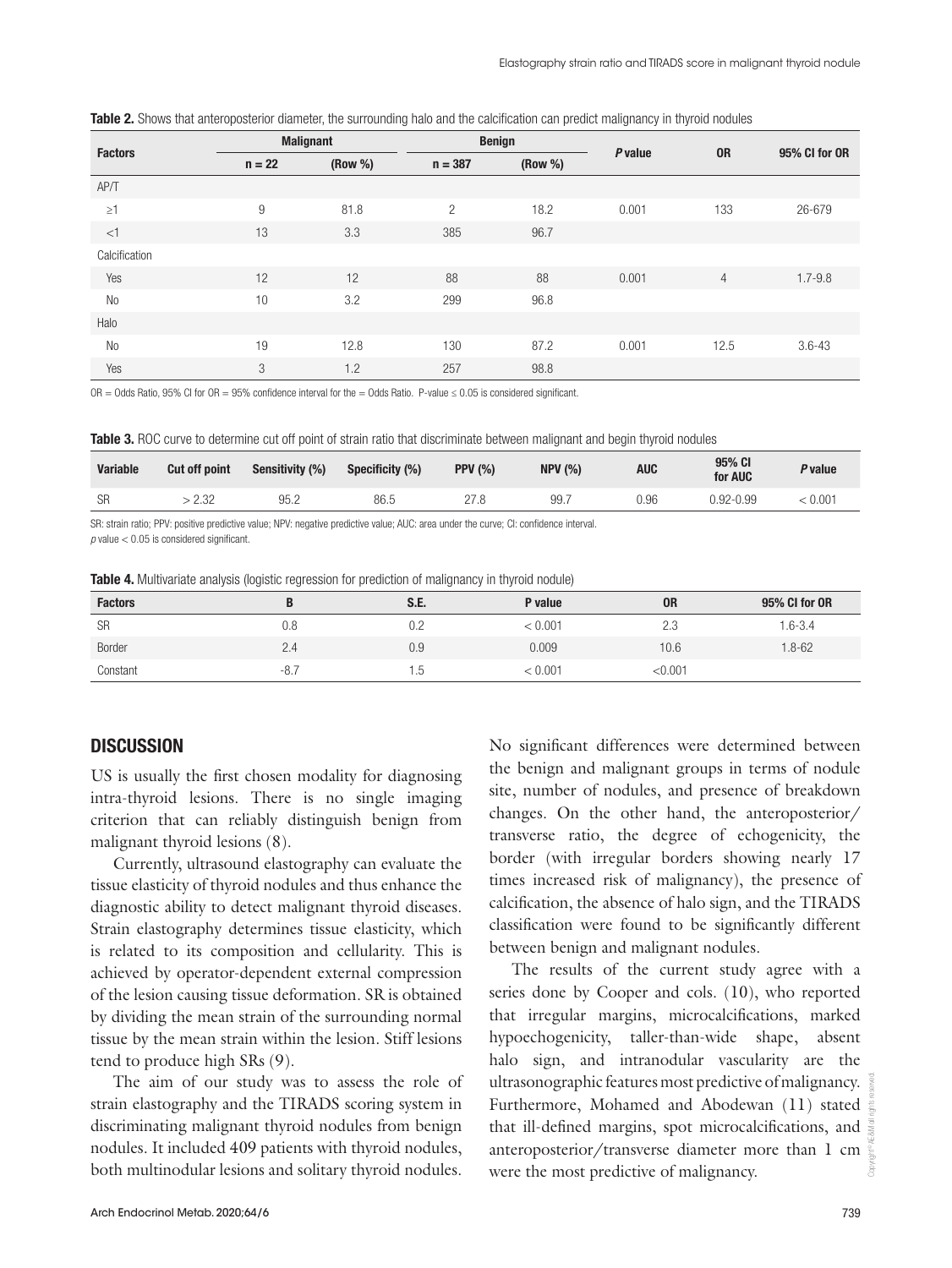**Table 2.** Shows that anteroposterior diameter, the surrounding halo and the calcification can predict malignancy in thyroid nodules

| Factors | Malignant | | Benign | | P value | OR | 95% CI for OR |
|---|---|---|---|---|---|---|---|
| | n = 22 | (Row %) | n = 387 | (Row %) | | | |
| AP/T | | | | | | | |
| ≥1 | 9 | 81.8 | 2 | 18.2 | 0.001 | 133 | 26-679 |
| <1 | 13 | 3.3 | 385 | 96.7 | | | |
| Calcification | | | | | | | |
| Yes | 12 | 12 | 88 | 88 | 0.001 | 4 | 1.7-9.8 |
| No | 10 | 3.2 | 299 | 96.8 | | | |
| Halo | | | | | | | |
| No | 19 | 12.8 | 130 | 87.2 | 0.001 | 12.5 | 3.6-43 |
| Yes | 3 | 1.2 | 257 | 98.8 | | | |

OR = Odds Ratio, 95% CI for OR = 95% confidence interval for the = Odds Ratio. P-value ≤ 0.05 is considered significant.

**Table 3.** ROC curve to determine cut off point of strain ratio that discriminate between malignant and begin thyroid nodules

| Variable | Cut off point | Sensitivity (%) | Specificity (%) | PPV (%) | NPV (%) | AUC | 95% CI for AUC | P value |
|---|---|---|---|---|---|---|---|---|
| SR | > 2.32 | 95.2 | 86.5 | 27.8 | 99.7 | 0.96 | 0.92-0.99 | < 0.001 |

SR: strain ratio; PPV: positive predictive value; NPV: negative predictive value; AUC: area under the curve; CI: confidence interval.
*p* value < 0.05 is considered significant.

**Table 4.** Multivariate analysis (logistic regression for prediction of malignancy in thyroid nodule)

| Factors | B | S.E. | P value | OR | 95% CI for OR |
|---|---|---|---|---|---|
| SR | 0.8 | 0.2 | < 0.001 | 2.3 | 1.6-3.4 |
| Border | 2.4 | 0.9 | 0.009 | 10.6 | 1.8-62 |
| Constant | -8.7 | 1.5 | < 0.001 | <0.001 | |

## DISCUSSION

US is usually the first chosen modality for diagnosing intra-thyroid lesions. There is no single imaging criterion that can reliably distinguish benign from malignant thyroid lesions (8).

Currently, ultrasound elastography can evaluate the tissue elasticity of thyroid nodules and thus enhance the diagnostic ability to detect malignant thyroid diseases. Strain elastography determines tissue elasticity, which is related to its composition and cellularity. This is achieved by operator-dependent external compression of the lesion causing tissue deformation. SR is obtained by dividing the mean strain of the surrounding normal tissue by the mean strain within the lesion. Stiff lesions tend to produce high SRs (9).

The aim of our study was to assess the role of strain elastography and the TIRADS scoring system in discriminating malignant thyroid nodules from benign nodules. It included 409 patients with thyroid nodules, both multinodular lesions and solitary thyroid nodules. No significant differences were determined between the benign and malignant groups in terms of nodule site, number of nodules, and presence of breakdown changes. On the other hand, the anteroposterior/transverse ratio, the degree of echogenicity, the border (with irregular borders showing nearly 17 times increased risk of malignancy), the presence of calcification, the absence of halo sign, and the TIRADS classification were found to be significantly different between benign and malignant nodules.

The results of the current study agree with a series done by Cooper and cols. (10), who reported that irregular margins, microcalcifications, marked hypoechogenicity, taller-than-wide shape, absent halo sign, and intranodular vascularity are the ultrasonographic features most predictive of malignancy. Furthermore, Mohamed and Abodewan (11) stated that ill-defined margins, spot microcalcifications, and anteroposterior/transverse diameter more than 1 cm were the most predictive of malignancy.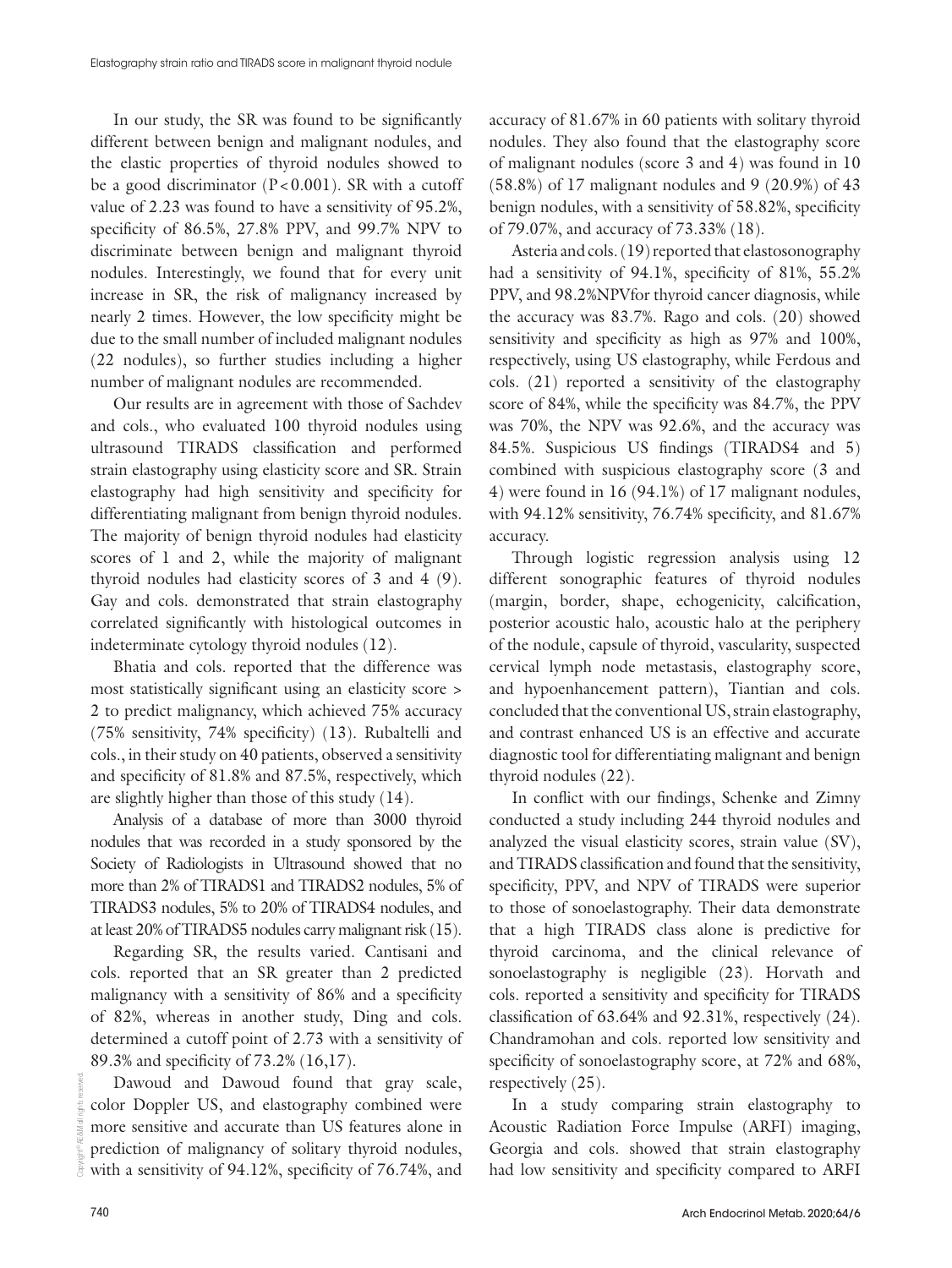In our study, the SR was found to be significantly different between benign and malignant nodules, and the elastic properties of thyroid nodules showed to be a good discriminator ($P < 0.001$). SR with a cutoff value of 2.23 was found to have a sensitivity of 95.2%, specificity of 86.5%, 27.8% PPV, and 99.7% NPV to discriminate between benign and malignant thyroid nodules. Interestingly, we found that for every unit increase in SR, the risk of malignancy increased by nearly 2 times. However, the low specificity might be due to the small number of included malignant nodules (22 nodules), so further studies including a higher number of malignant nodules are recommended.

Our results are in agreement with those of Sachdev and cols., who evaluated 100 thyroid nodules using ultrasound TIRADS classification and performed strain elastography using elasticity score and SR. Strain elastography had high sensitivity and specificity for differentiating malignant from benign thyroid nodules. The majority of benign thyroid nodules had elasticity scores of 1 and 2, while the majority of malignant thyroid nodules had elasticity scores of 3 and 4 (9). Gay and cols. demonstrated that strain elastography correlated significantly with histological outcomes in indeterminate cytology thyroid nodules (12).

Bhatia and cols. reported that the difference was most statistically significant using an elasticity score > 2 to predict malignancy, which achieved 75% accuracy (75% sensitivity, 74% specificity) (13). Rubaltelli and cols., in their study on 40 patients, observed a sensitivity and specificity of 81.8% and 87.5%, respectively, which are slightly higher than those of this study (14).

Analysis of a database of more than 3000 thyroid nodules that was recorded in a study sponsored by the Society of Radiologists in Ultrasound showed that no more than 2% of TIRADS1 and TIRADS2 nodules, 5% of TIRADS3 nodules, 5% to 20% of TIRADS4 nodules, and at least 20% of TIRADS5 nodules carry malignant risk (15).

Regarding SR, the results varied. Cantisani and cols. reported that an SR greater than 2 predicted malignancy with a sensitivity of 86% and a specificity of 82%, whereas in another study, Ding and cols. determined a cutoff point of 2.73 with a sensitivity of 89.3% and specificity of 73.2% (16,17).

Dawoud and Dawoud found that gray scale, color Doppler US, and elastography combined were more sensitive and accurate than US features alone in prediction of malignancy of solitary thyroid nodules, with a sensitivity of 94.12%, specificity of 76.74%, and accuracy of 81.67% in 60 patients with solitary thyroid nodules. They also found that the elastography score of malignant nodules (score 3 and 4) was found in 10 (58.8%) of 17 malignant nodules and 9 (20.9%) of 43 benign nodules, with a sensitivity of 58.82%, specificity of 79.07%, and accuracy of 73.33% (18).

Asteria and cols. (19) reported that elastosonography had a sensitivity of 94.1%, specificity of 81%, 55.2% PPV, and 98.2%NPVfor thyroid cancer diagnosis, while the accuracy was 83.7%. Rago and cols. (20) showed sensitivity and specificity as high as 97% and 100%, respectively, using US elastography, while Ferdous and cols. (21) reported a sensitivity of the elastography score of 84%, while the specificity was 84.7%, the PPV was 70%, the NPV was 92.6%, and the accuracy was 84.5%. Suspicious US findings (TIRADS4 and 5) combined with suspicious elastography score (3 and 4) were found in 16 (94.1%) of 17 malignant nodules, with 94.12% sensitivity, 76.74% specificity, and 81.67% accuracy.

Through logistic regression analysis using 12 different sonographic features of thyroid nodules (margin, border, shape, echogenicity, calcification, posterior acoustic halo, acoustic halo at the periphery of the nodule, capsule of thyroid, vascularity, suspected cervical lymph node metastasis, elastography score, and hypoenhancement pattern), Tiantian and cols. concluded that the conventional US, strain elastography, and contrast enhanced US is an effective and accurate diagnostic tool for differentiating malignant and benign thyroid nodules (22).

In conflict with our findings, Schenke and Zimny conducted a study including 244 thyroid nodules and analyzed the visual elasticity scores, strain value (SV), and TIRADS classification and found that the sensitivity, specificity, PPV, and NPV of TIRADS were superior to those of sonoelastography. Their data demonstrate that a high TIRADS class alone is predictive for thyroid carcinoma, and the clinical relevance of sonoelastography is negligible (23). Horvath and cols. reported a sensitivity and specificity for TIRADS classification of 63.64% and 92.31%, respectively (24). Chandramohan and cols. reported low sensitivity and specificity of sonoelastography score, at 72% and 68%, respectively (25).

In a study comparing strain elastography to Acoustic Radiation Force Impulse (ARFI) imaging, Georgia and cols. showed that strain elastography had low sensitivity and specificity compared to ARFI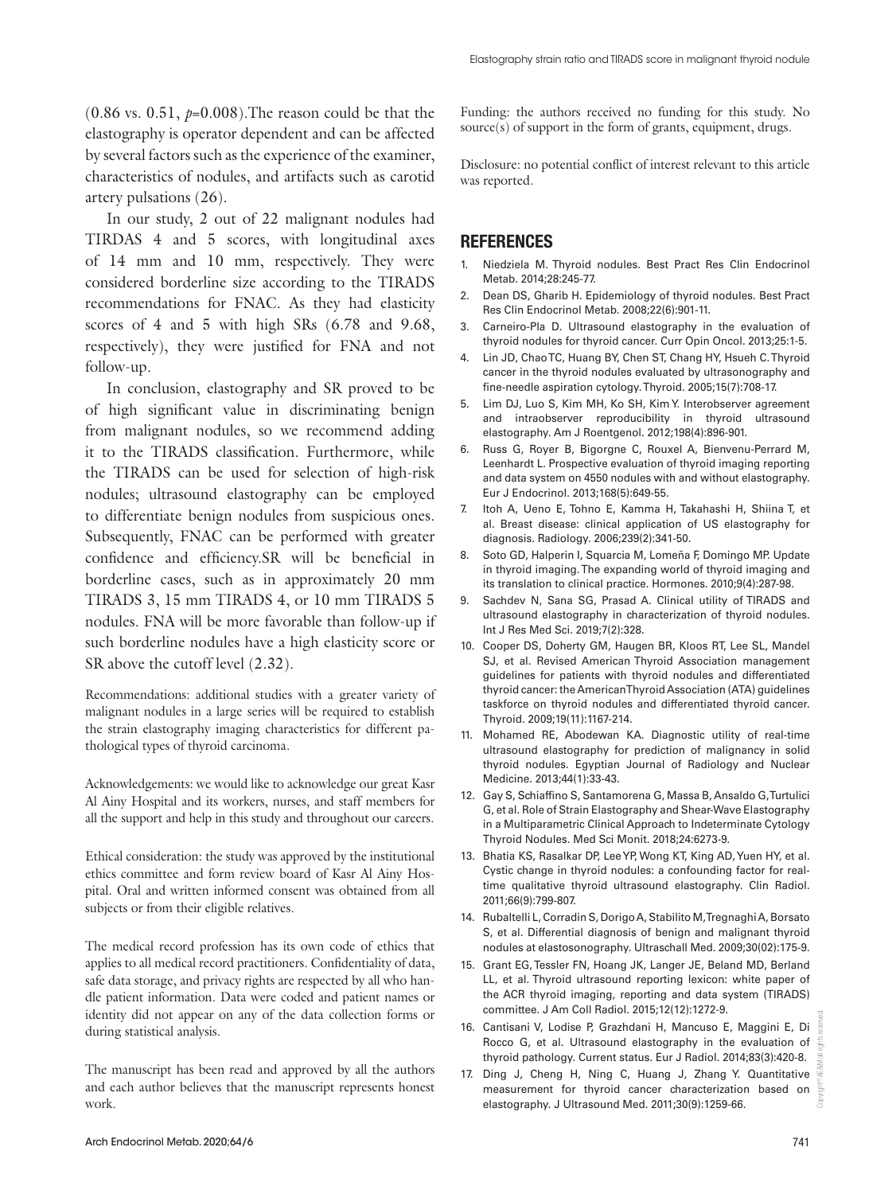(0.86 vs. 0.51, $p$=0.008).The reason could be that the elastography is operator dependent and can be affected by several factors such as the experience of the examiner, characteristics of nodules, and artifacts such as carotid artery pulsations (26).

In our study, 2 out of 22 malignant nodules had TIRDAS 4 and 5 scores, with longitudinal axes of 14 mm and 10 mm, respectively. They were considered borderline size according to the TIRADS recommendations for FNAC. As they had elasticity scores of 4 and 5 with high SRs (6.78 and 9.68, respectively), they were justified for FNA and not follow-up.

In conclusion, elastography and SR proved to be of high significant value in discriminating benign from malignant nodules, so we recommend adding it to the TIRADS classification. Furthermore, while the TIRADS can be used for selection of high-risk nodules; ultrasound elastography can be employed to differentiate benign nodules from suspicious ones. Subsequently, FNAC can be performed with greater confidence and efficiency.SR will be beneficial in borderline cases, such as in approximately 20 mm TIRADS 3, 15 mm TIRADS 4, or 10 mm TIRADS 5 nodules. FNA will be more favorable than follow-up if such borderline nodules have a high elasticity score or SR above the cutoff level (2.32).

Recommendations: additional studies with a greater variety of malignant nodules in a large series will be required to establish the strain elastography imaging characteristics for different pathological types of thyroid carcinoma.

Acknowledgements: we would like to acknowledge our great Kasr Al Ainy Hospital and its workers, nurses, and staff members for all the support and help in this study and throughout our careers.

Ethical consideration: the study was approved by the institutional ethics committee and form review board of Kasr Al Ainy Hospital. Oral and written informed consent was obtained from all subjects or from their eligible relatives.

The medical record profession has its own code of ethics that applies to all medical record practitioners. Confidentiality of data, safe data storage, and privacy rights are respected by all who handle patient information. Data were coded and patient names or identity did not appear on any of the data collection forms or during statistical analysis.

The manuscript has been read and approved by all the authors and each author believes that the manuscript represents honest work.

Funding: the authors received no funding for this study. No source(s) of support in the form of grants, equipment, drugs.

Disclosure: no potential conflict of interest relevant to this article was reported.

## REFERENCES

1. Niedziela M. Thyroid nodules. Best Pract Res Clin Endocrinol Metab. 2014;28:245-77.
2. Dean DS, Gharib H. Epidemiology of thyroid nodules. Best Pract Res Clin Endocrinol Metab. 2008;22(6):901-11.
3. Carneiro-Pla D. Ultrasound elastography in the evaluation of thyroid nodules for thyroid cancer. Curr Opin Oncol. 2013;25:1-5.
4. Lin JD, Chao TC, Huang BY, Chen ST, Chang HY, Hsueh C. Thyroid cancer in the thyroid nodules evaluated by ultrasonography and fine-needle aspiration cytology. Thyroid. 2005;15(7):708-17.
5. Lim DJ, Luo S, Kim MH, Ko SH, Kim Y. Interobserver agreement and intraobserver reproducibility in thyroid ultrasound elastography. Am J Roentgenol. 2012;198(4):896-901.
6. Russ G, Royer B, Bigorgne C, Rouxel A, Bienvenu-Perrard M, Leenhardt L. Prospective evaluation of thyroid imaging reporting and data system on 4550 nodules with and without elastography. Eur J Endocrinol. 2013;168(5):649-55.
7. Itoh A, Ueno E, Tohno E, Kamma H, Takahashi H, Shiina T, et al. Breast disease: clinical application of US elastography for diagnosis. Radiology. 2006;239(2):341-50.
8. Soto GD, Halperin I, Squarcia M, Lomeña F, Domingo MP. Update in thyroid imaging. The expanding world of thyroid imaging and its translation to clinical practice. Hormones. 2010;9(4):287-98.
9. Sachdev N, Sana SG, Prasad A. Clinical utility of TIRADS and ultrasound elastography in characterization of thyroid nodules. Int J Res Med Sci. 2019;7(2):328.
10. Cooper DS, Doherty GM, Haugen BR, Kloos RT, Lee SL, Mandel SJ, et al. Revised American Thyroid Association management guidelines for patients with thyroid nodules and differentiated thyroid cancer: the American Thyroid Association (ATA) guidelines taskforce on thyroid nodules and differentiated thyroid cancer. Thyroid. 2009;19(11):1167-214.
11. Mohamed RE, Abodewan KA. Diagnostic utility of real-time ultrasound elastography for prediction of malignancy in solid thyroid nodules. Egyptian Journal of Radiology and Nuclear Medicine. 2013;44(1):33-43.
12. Gay S, Schiaffino S, Santamorena G, Massa B, Ansaldo G, Turtulici G, et al. Role of Strain Elastography and Shear-Wave Elastography in a Multiparametric Clinical Approach to Indeterminate Cytology Thyroid Nodules. Med Sci Monit. 2018;24:6273-9.
13. Bhatia KS, Rasalkar DP, Lee YP, Wong KT, King AD, Yuen HY, et al. Cystic change in thyroid nodules: a confounding factor for real-time qualitative thyroid ultrasound elastography. Clin Radiol. 2011;66(9):799-807.
14. Rubaltelli L, Corradin S, Dorigo A, Stabilito M, Tregnaghi A, Borsato S, et al. Differential diagnosis of benign and malignant thyroid nodules at elastosonography. Ultraschall Med. 2009;30(02):175-9.
15. Grant EG, Tessler FN, Hoang JK, Langer JE, Beland MD, Berland LL, et al. Thyroid ultrasound reporting lexicon: white paper of the ACR thyroid imaging, reporting and data system (TIRADS) committee. J Am Coll Radiol. 2015;12(12):1272-9.
16. Cantisani V, Lodise P, Grazhdani H, Mancuso E, Maggini E, Di Rocco G, et al. Ultrasound elastography in the evaluation of thyroid pathology. Current status. Eur J Radiol. 2014;83(3):420-8.
17. Ding J, Cheng H, Ning C, Huang J, Zhang Y. Quantitative measurement for thyroid cancer characterization based on elastography. J Ultrasound Med. 2011;30(9):1259-66.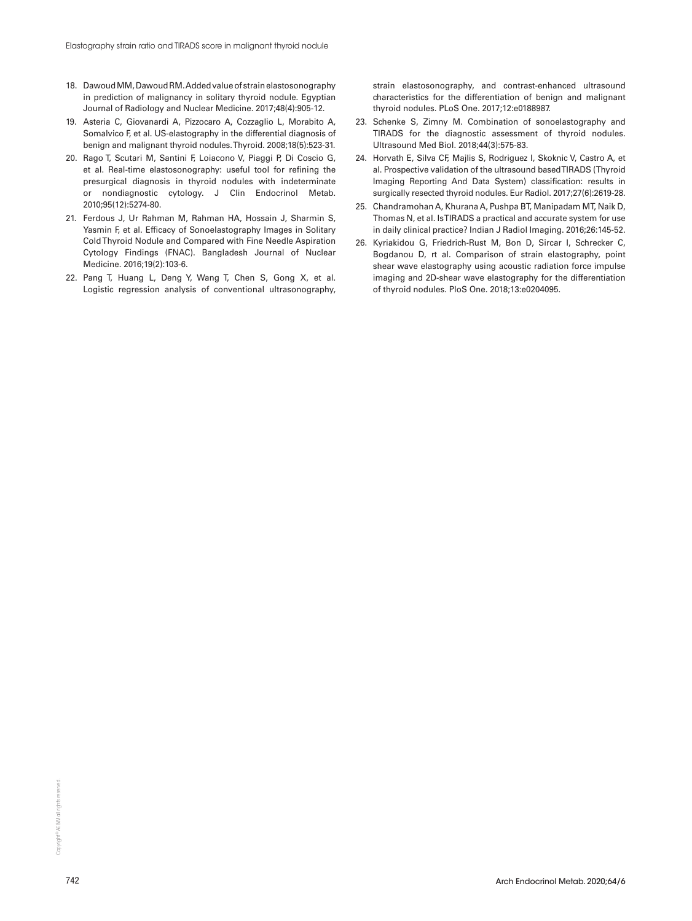18. Dawoud MM, Dawoud RM. Added value of strain elastosonography in prediction of malignancy in solitary thyroid nodule. Egyptian Journal of Radiology and Nuclear Medicine. 2017;48(4):905-12.
19. Asteria C, Giovanardi A, Pizzocaro A, Cozzaglio L, Morabito A, Somalvico F, et al. US-elastography in the differential diagnosis of benign and malignant thyroid nodules. Thyroid. 2008;18(5):523-31.
20. Rago T, Scutari M, Santini F, Loiacono V, Piaggi P, Di Coscio G, et al. Real-time elastosonography: useful tool for refining the presurgical diagnosis in thyroid nodules with indeterminate or nondiagnostic cytology. J Clin Endocrinol Metab. 2010;95(12):5274-80.
21. Ferdous J, Ur Rahman M, Rahman HA, Hossain J, Sharmin S, Yasmin F, et al. Efficacy of Sonoelastography Images in Solitary Cold Thyroid Nodule and Compared with Fine Needle Aspiration Cytology Findings (FNAC). Bangladesh Journal of Nuclear Medicine. 2016;19(2):103-6.
22. Pang T, Huang L, Deng Y, Wang T, Chen S, Gong X, et al. Logistic regression analysis of conventional ultrasonography, strain elastosonography, and contrast-enhanced ultrasound characteristics for the differentiation of benign and malignant thyroid nodules. PLoS One. 2017;12:e0188987.
23. Schenke S, Zimny M. Combination of sonoelastography and TIRADS for the diagnostic assessment of thyroid nodules. Ultrasound Med Biol. 2018;44(3):575-83.
24. Horvath E, Silva CF, Majlis S, Rodriguez I, Skoknic V, Castro A, et al. Prospective validation of the ultrasound based TIRADS (Thyroid Imaging Reporting And Data System) classification: results in surgically resected thyroid nodules. Eur Radiol. 2017;27(6):2619-28.
25. Chandramohan A, Khurana A, Pushpa BT, Manipadam MT, Naik D, Thomas N, et al. Is TIRADS a practical and accurate system for use in daily clinical practice? Indian J Radiol Imaging. 2016;26:145-52.
26. Kyriakidou G, Friedrich-Rust M, Bon D, Sircar I, Schrecker C, Bogdanou D, rt al. Comparison of strain elastography, point shear wave elastography using acoustic radiation force impulse imaging and 2D-shear wave elastography for the differentiation of thyroid nodules. PloS One. 2018;13:e0204095.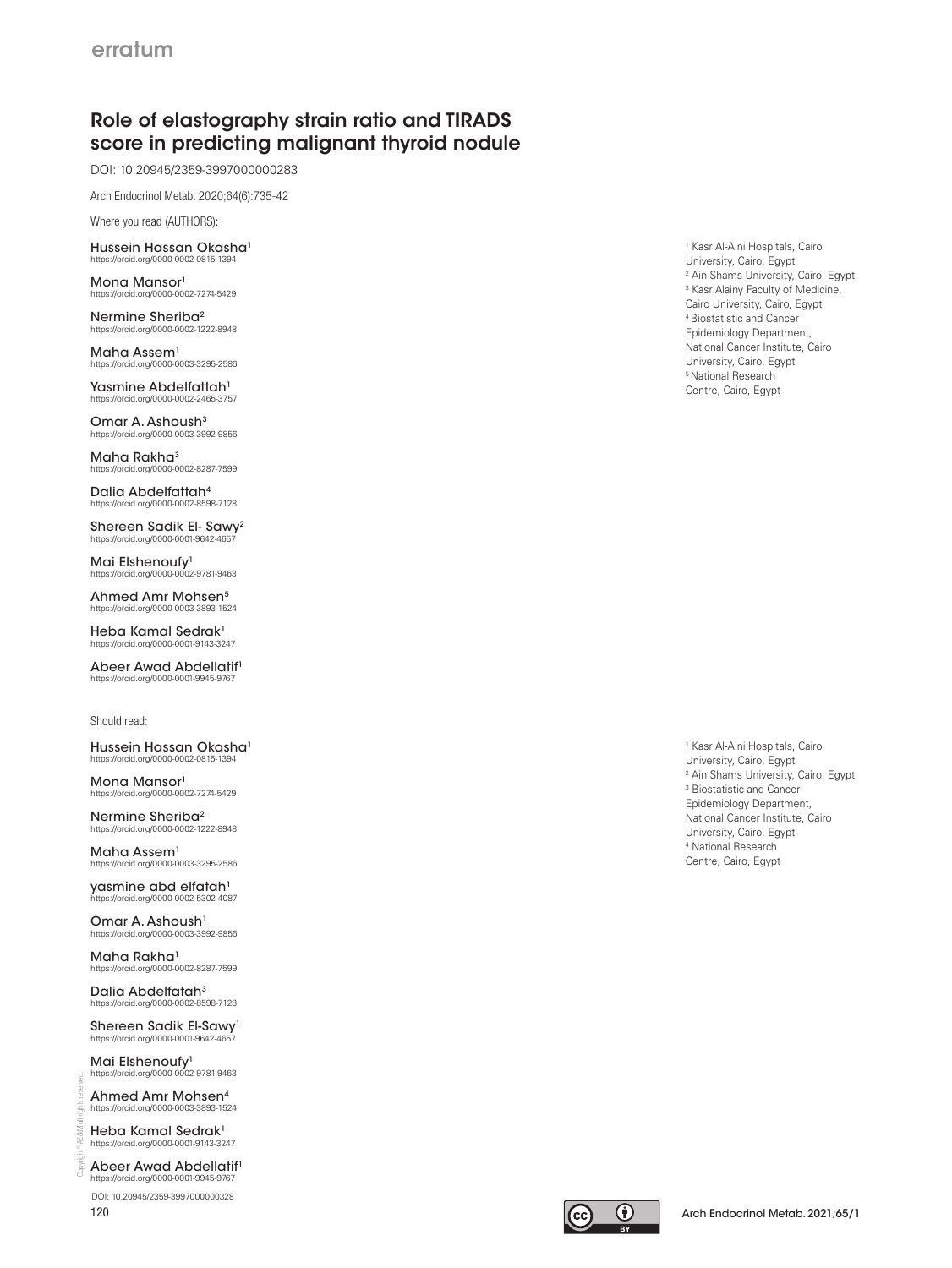# erratum

## Role of elastography strain ratio and TIRADS score in predicting malignant thyroid nodule

DOI: 10.20945/2359-3997000000283

Arch Endocrinol Metab. 2020;64(6):735-42

Where you read (AUTHORS):

Hussein Hassan Okasha[1]
https://orcid.org/0000-0002-0815-1394

Mona Mansor[1]
https://orcid.org/0000-0002-7274-5429

Nermine Sheriba[2]
https://orcid.org/0000-0002-1222-8948

Maha Assem[1]
https://orcid.org/0000-0003-3295-2586

Yasmine Abdelfattah[1]
https://orcid.org/0000-0002-2465-3757

Omar A. Ashoush[3]
https://orcid.org/0000-0003-3992-9856

Maha Rakha[3]
https://orcid.org/0000-0002-8287-7599

Dalia Abdelfattah[4]
https://orcid.org/0000-0002-8598-7128

Shereen Sadik El- Sawy[2]
https://orcid.org/0000-0001-9642-4657

Mai Elshenoufy[1]
https://orcid.org/0000-0002-9781-9463

Ahmed Amr Mohsen[5]
https://orcid.org/0000-0003-3893-1524

Heba Kamal Sedrak[1]
https://orcid.org/0000-0001-9143-3247

Abeer Awad Abdellatif[1]
https://orcid.org/0000-0001-9945-9767

[1] Kasr Al-Aini Hospitals, Cairo University, Cairo, Egypt
[2] Ain Shams University, Cairo, Egypt
[3] Kasr Alainy Faculty of Medicine, Cairo University, Cairo, Egypt
[4] Biostatistic and Cancer Epidemiology Department, National Cancer Institute, Cairo University, Cairo, Egypt
[5] National Research Centre, Cairo, Egypt

Should read:

Hussein Hassan Okasha[1]
https://orcid.org/0000-0002-0815-1394

Mona Mansor[1]
https://orcid.org/0000-0002-7274-5429

Nermine Sheriba[2]
https://orcid.org/0000-0002-1222-8948

Maha Assem[1]
https://orcid.org/0000-0003-3295-2586

yasmine abd elfatah[1]
https://orcid.org/0000-0002-5302-4087

Omar A. Ashoush[1]
https://orcid.org/0000-0003-3992-9856

Maha Rakha[1]
https://orcid.org/0000-0002-8287-7599

Dalia Abdelfatah[3]
https://orcid.org/0000-0002-8598-7128

Shereen Sadik El-Sawy[1]
https://orcid.org/0000-0001-9642-4657

Mai Elshenoufy[1]
https://orcid.org/0000-0002-9781-9463

Ahmed Amr Mohsen[4]
https://orcid.org/0000-0003-3893-1524

Heba Kamal Sedrak[1]
https://orcid.org/0000-0001-9143-3247

Abeer Awad Abdellatif[1]
https://orcid.org/0000-0001-9945-9767

[1] Kasr Al-Aini Hospitals, Cairo University, Cairo, Egypt
[2] Ain Shams University, Cairo, Egypt
[3] Biostatistic and Cancer Epidemiology Department, National Cancer Institute, Cairo University, Cairo, Egypt
[4] National Research Centre, Cairo, Egypt

DOI: 10.20945/2359-3997000000328